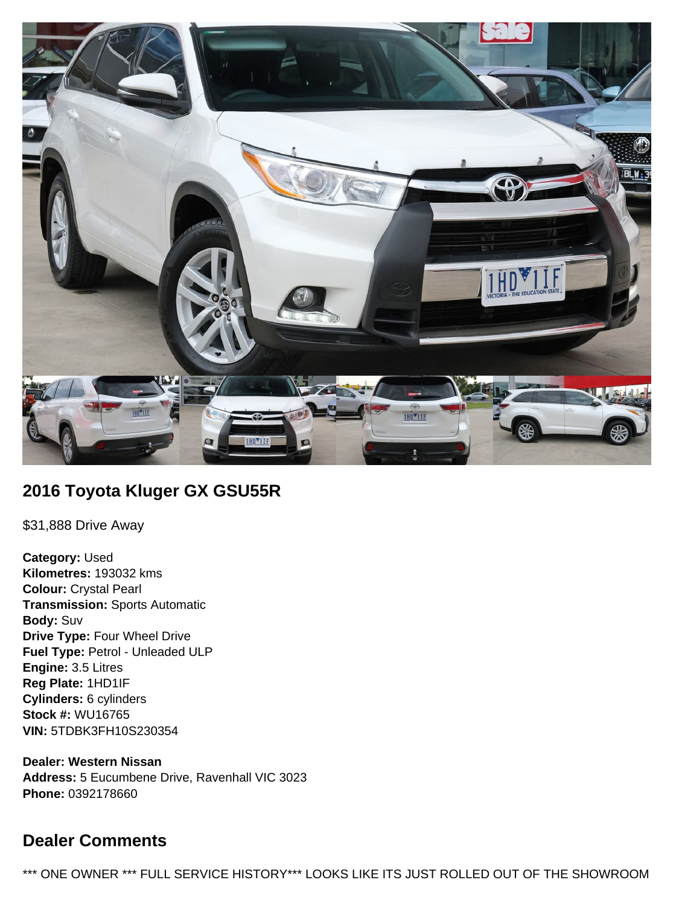## 2016 Toyota Kluger GX GSU55R

$31,888 Drive Away

**Category:** Used
**Kilometres:** 193032 kms
**Colour:** Crystal Pearl
**Transmission:** Sports Automatic
**Body:** Suv
**Drive Type:** Four Wheel Drive
**Fuel Type:** Petrol - Unleaded ULP
**Engine:** 3.5 Litres
**Reg Plate:** 1HD1IF
**Cylinders:** 6 cylinders
**Stock #:** WU16765
**VIN:** 5TDBK3FH10S230354

**Dealer: Western Nissan**
**Address:** 5 Eucumbene Drive, Ravenhall VIC 3023
**Phone:** 0392178660

## Dealer Comments

*** ONE OWNER *** FULL SERVICE HISTORY*** LOOKS LIKE ITS JUST ROLLED OUT OF THE SHOWROOM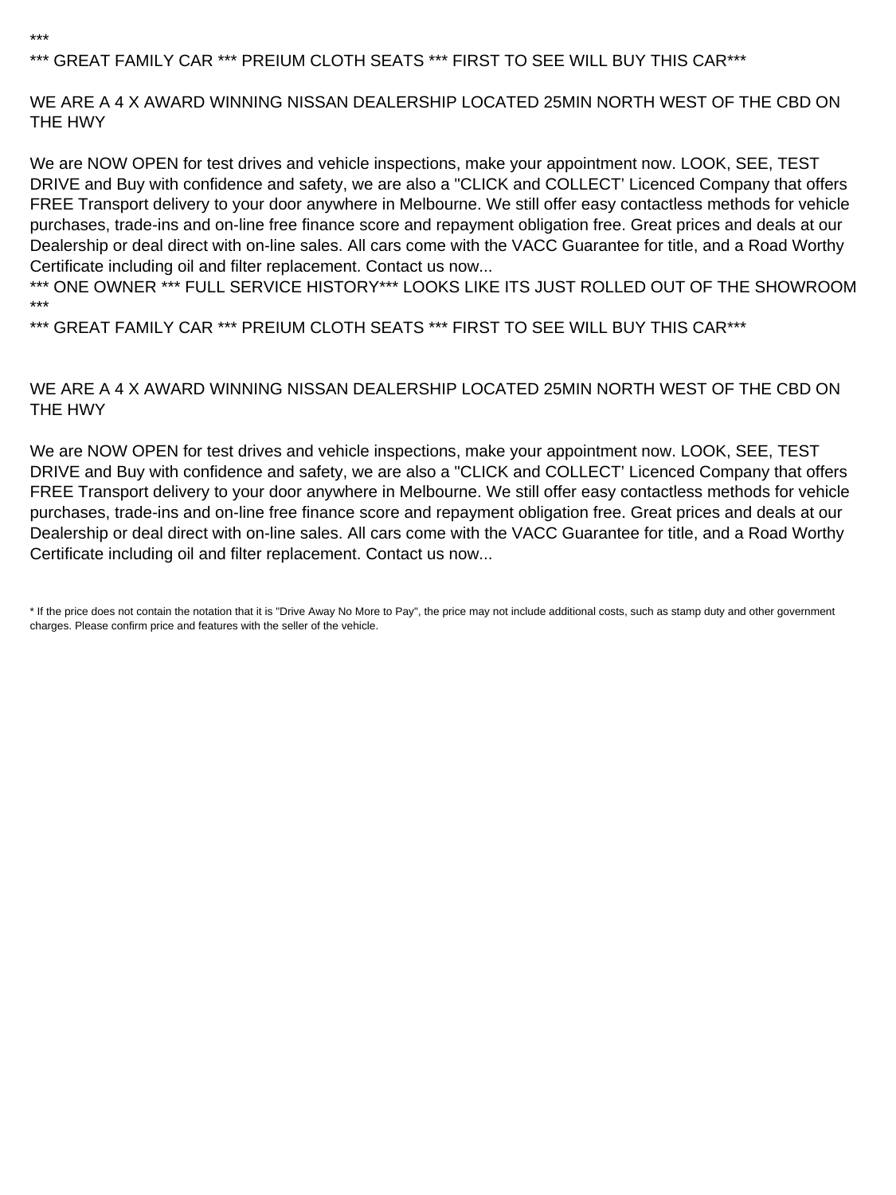***

*** GREAT FAMILY CAR *** PREIUM CLOTH SEATS *** FIRST TO SEE WILL BUY THIS CAR***

WE ARE A 4 X AWARD WINNING NISSAN DEALERSHIP LOCATED 25MIN NORTH WEST OF THE CBD ON THE HWY

We are NOW OPEN for test drives and vehicle inspections, make your appointment now. LOOK, SEE, TEST DRIVE and Buy with confidence and safety, we are also a "CLICK and COLLECT' Licenced Company that offers FREE Transport delivery to your door anywhere in Melbourne. We still offer easy contactless methods for vehicle purchases, trade-ins and on-line free finance score and repayment obligation free. Great prices and deals at our Dealership or deal direct with on-line sales. All cars come with the VACC Guarantee for title, and a Road Worthy Certificate including oil and filter replacement. Contact us now...

*** ONE OWNER *** FULL SERVICE HISTORY*** LOOKS LIKE ITS JUST ROLLED OUT OF THE SHOWROOM ***

*** GREAT FAMILY CAR *** PREIUM CLOTH SEATS *** FIRST TO SEE WILL BUY THIS CAR***

WE ARE A 4 X AWARD WINNING NISSAN DEALERSHIP LOCATED 25MIN NORTH WEST OF THE CBD ON THE HWY

We are NOW OPEN for test drives and vehicle inspections, make your appointment now. LOOK, SEE, TEST DRIVE and Buy with confidence and safety, we are also a "CLICK and COLLECT' Licenced Company that offers FREE Transport delivery to your door anywhere in Melbourne. We still offer easy contactless methods for vehicle purchases, trade-ins and on-line free finance score and repayment obligation free. Great prices and deals at our Dealership or deal direct with on-line sales. All cars come with the VACC Guarantee for title, and a Road Worthy Certificate including oil and filter replacement. Contact us now...

* If the price does not contain the notation that it is "Drive Away No More to Pay", the price may not include additional costs, such as stamp duty and other government charges. Please confirm price and features with the seller of the vehicle.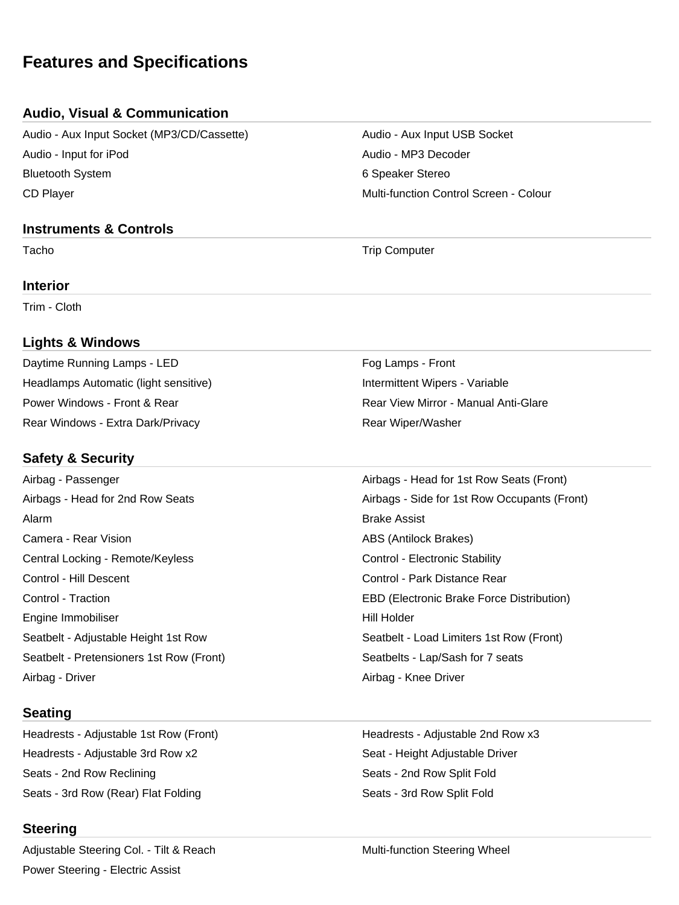# Features and Specifications

## Audio, Visual & Communication

- Audio - Aux Input Socket (MP3/CD/Cassette)
- Audio - Aux Input USB Socket
- Audio - Input for iPod
- Audio - MP3 Decoder
- Bluetooth System
- 6 Speaker Stereo
- CD Player
- Multi-function Control Screen - Colour

## Instruments & Controls

- Tacho
- Trip Computer

## Interior

- Trim - Cloth

## Lights & Windows

- Daytime Running Lamps - LED
- Fog Lamps - Front
- Headlamps Automatic (light sensitive)
- Intermittent Wipers - Variable
- Power Windows - Front & Rear
- Rear View Mirror - Manual Anti-Glare
- Rear Windows - Extra Dark/Privacy
- Rear Wiper/Washer

## Safety & Security

- Airbag - Passenger
- Airbags - Head for 1st Row Seats (Front)
- Airbags - Head for 2nd Row Seats
- Airbags - Side for 1st Row Occupants (Front)
- Alarm
- Brake Assist
- Camera - Rear Vision
- ABS (Antilock Brakes)
- Central Locking - Remote/Keyless
- Control - Electronic Stability
- Control - Hill Descent
- Control - Park Distance Rear
- Control - Traction
- EBD (Electronic Brake Force Distribution)
- Engine Immobiliser
- Hill Holder
- Seatbelt - Adjustable Height 1st Row
- Seatbelt - Load Limiters 1st Row (Front)
- Seatbelt - Pretensioners 1st Row (Front)
- Seatbelts - Lap/Sash for 7 seats
- Airbag - Driver
- Airbag - Knee Driver

## Seating

- Headrests - Adjustable 1st Row (Front)
- Headrests - Adjustable 2nd Row x3
- Headrests - Adjustable 3rd Row x2
- Seat - Height Adjustable Driver
- Seats - 2nd Row Reclining
- Seats - 2nd Row Split Fold
- Seats - 3rd Row (Rear) Flat Folding
- Seats - 3rd Row Split Fold

## Steering

- Adjustable Steering Col. - Tilt & Reach
- Multi-function Steering Wheel
- Power Steering - Electric Assist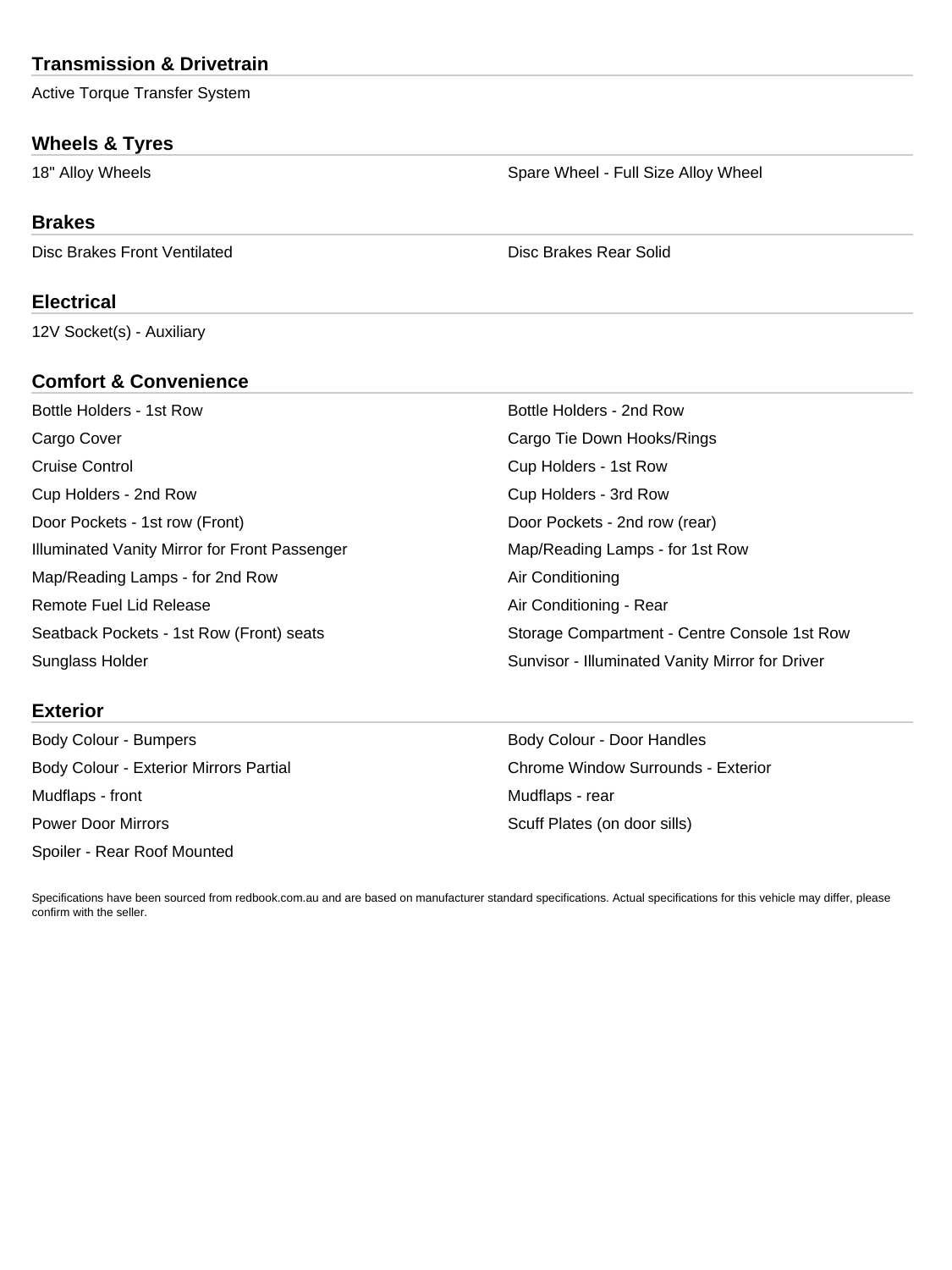## Transmission & Drivetrain

Active Torque Transfer System

## Wheels & Tyres

18" Alloy Wheels

Spare Wheel - Full Size Alloy Wheel

## Brakes

Disc Brakes Front Ventilated

Disc Brakes Rear Solid

## Electrical

12V Socket(s) - Auxiliary

## Comfort & Convenience

Bottle Holders - 1st Row

Bottle Holders - 2nd Row

Cargo Cover

Cargo Tie Down Hooks/Rings

Cruise Control

Cup Holders - 1st Row

Cup Holders - 2nd Row

Cup Holders - 3rd Row

Door Pockets - 1st row (Front)

Door Pockets - 2nd row (rear)

Illuminated Vanity Mirror for Front Passenger

Map/Reading Lamps - for 1st Row

Map/Reading Lamps - for 2nd Row

Air Conditioning

Remote Fuel Lid Release

Air Conditioning - Rear

Seatback Pockets - 1st Row (Front) seats

Storage Compartment - Centre Console 1st Row

Sunglass Holder

Sunvisor - Illuminated Vanity Mirror for Driver

## Exterior

Body Colour - Bumpers

Body Colour - Door Handles

Body Colour - Exterior Mirrors Partial

Chrome Window Surrounds - Exterior

Mudflaps - front

Mudflaps - rear

Power Door Mirrors

Scuff Plates (on door sills)

Spoiler - Rear Roof Mounted

Specifications have been sourced from redbook.com.au and are based on manufacturer standard specifications. Actual specifications for this vehicle may differ, please confirm with the seller.